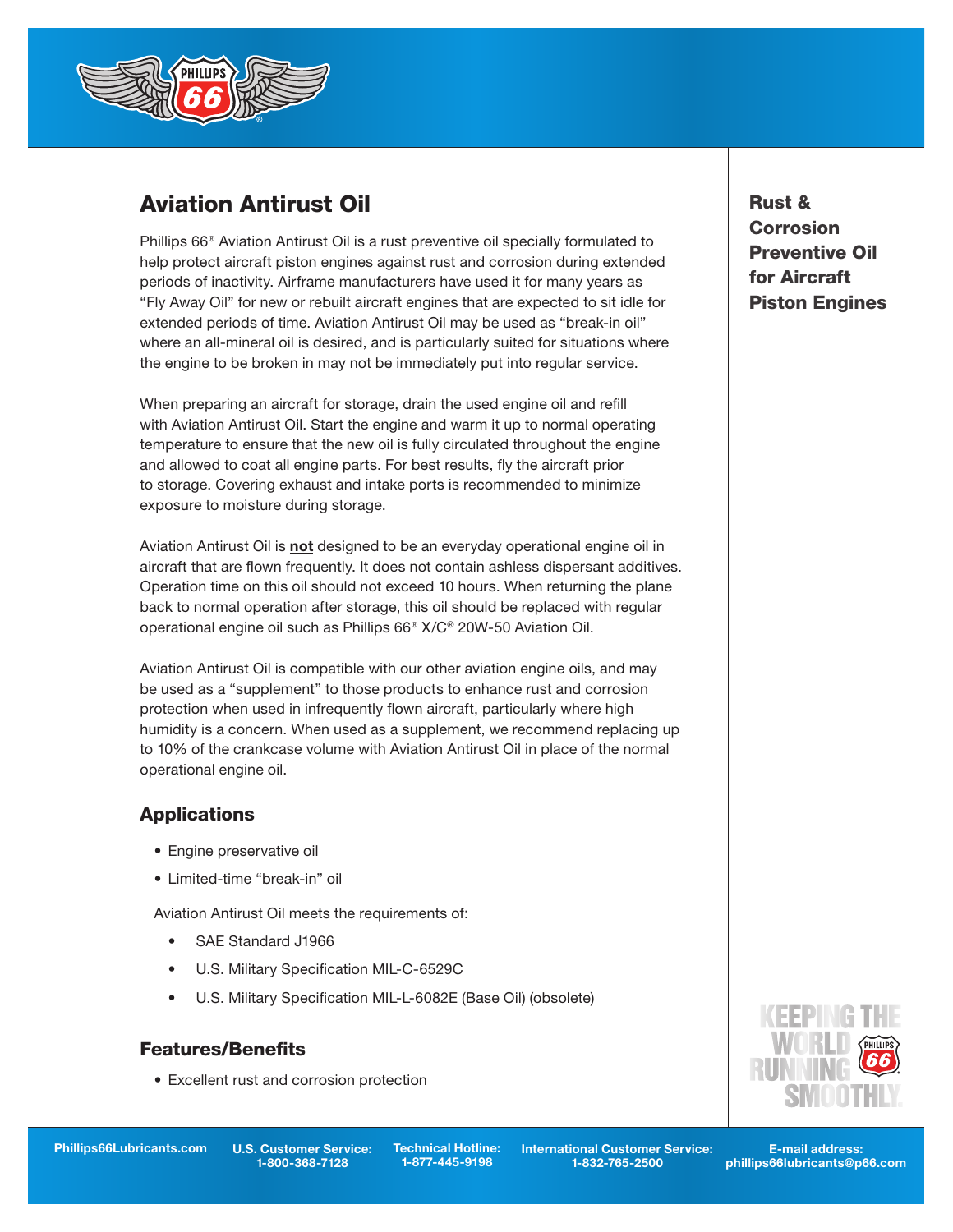# Aviation Antirust Oil

**Rust & Corrosion Preventive Oil for Aircraft Piston Engines**

Phillips 66® Aviation Antirust Oil is a rust preventive oil specially formulated to help protect aircraft piston engines against rust and corrosion during extended periods of inactivity. Airframe manufacturers have used it for many years as "Fly Away Oil" for new or rebuilt aircraft engines that are expected to sit idle for extended periods of time. Aviation Antirust Oil may be used as "break-in oil" where an all-mineral oil is desired, and is particularly suited for situations where the engine to be broken in may not be immediately put into regular service.

When preparing an aircraft for storage, drain the used engine oil and refill with Aviation Antirust Oil. Start the engine and warm it up to normal operating temperature to ensure that the new oil is fully circulated throughout the engine and allowed to coat all engine parts. For best results, fly the aircraft prior to storage. Covering exhaust and intake ports is recommended to minimize exposure to moisture during storage.

Aviation Antirust Oil is **not** designed to be an everyday operational engine oil in aircraft that are flown frequently. It does not contain ashless dispersant additives. Operation time on this oil should not exceed 10 hours. When returning the plane back to normal operation after storage, this oil should be replaced with regular operational engine oil such as Phillips 66® X/C® 20W-50 Aviation Oil.

Aviation Antirust Oil is compatible with our other aviation engine oils, and may be used as a "supplement" to those products to enhance rust and corrosion protection when used in infrequently flown aircraft, particularly where high humidity is a concern. When used as a supplement, we recommend replacing up to 10% of the crankcase volume with Aviation Antirust Oil in place of the normal operational engine oil.

## Applications

- Engine preservative oil
- Limited-time "break-in" oil

Aviation Antirust Oil meets the requirements of:

- SAE Standard J1966
- U.S. Military Specification MIL-C-6529C
- U.S. Military Specification MIL-L-6082E (Base Oil) (obsolete)

## Features/Benefits

- Excellent rust and corrosion protection

Phillips66Lubricants.com | U.S. Customer Service: 1-800-368-7128 | Technical Hotline: 1-877-445-9198 | International Customer Service: 1-832-765-2500 | E-mail address: phillips66lubricants@p66.com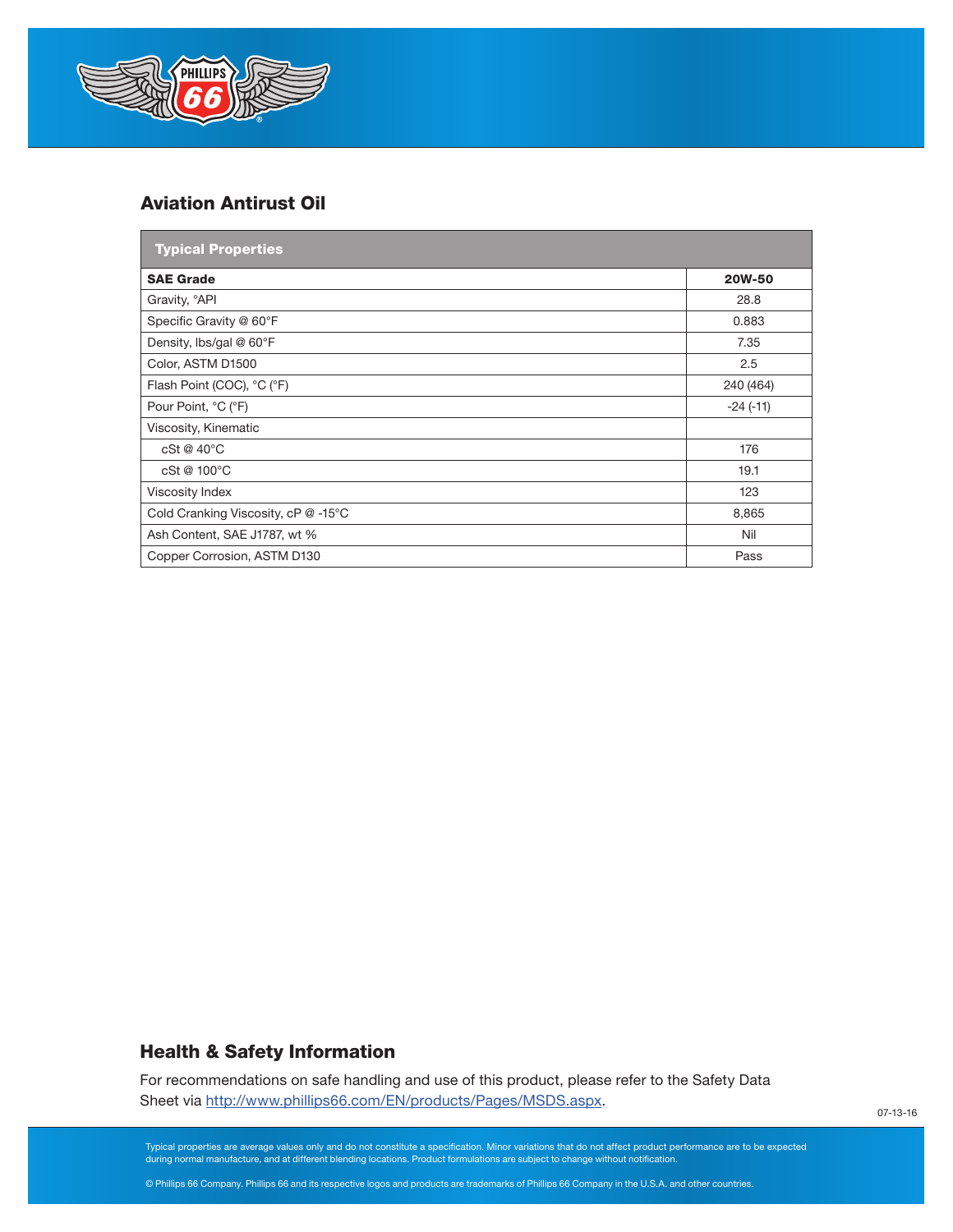## Aviation Antirust Oil

| Typical Properties | |
|---|---|
| **SAE Grade** | **20W-50** |
| Gravity, °API | 28.8 |
| Specific Gravity @ 60°F | 0.883 |
| Density, lbs/gal @ 60°F | 7.35 |
| Color, ASTM D1500 | 2.5 |
| Flash Point (COC), °C (°F) | 240 (464) |
| Pour Point, °C (°F) | -24 (-11) |
| Viscosity, Kinematic | |
| cSt @ 40°C | 176 |
| cSt @ 100°C | 19.1 |
| Viscosity Index | 123 |
| Cold Cranking Viscosity, cP @ -15°C | 8,865 |
| Ash Content, SAE J1787, wt % | Nil |
| Copper Corrosion, ASTM D130 | Pass |

## Health & Safety Information

For recommendations on safe handling and use of this product, please refer to the Safety Data Sheet via http://www.phillips66.com/EN/products/Pages/MSDS.aspx.

07-13-16

Typical properties are average values only and do not constitute a specification. Minor variations that do not affect product performance are to be expected during normal manufacture, and at different blending locations. Product formulations are subject to change without notification.

© Phillips 66 Company. Phillips 66 and its respective logos and products are trademarks of Phillips 66 Company in the U.S.A. and other countries.